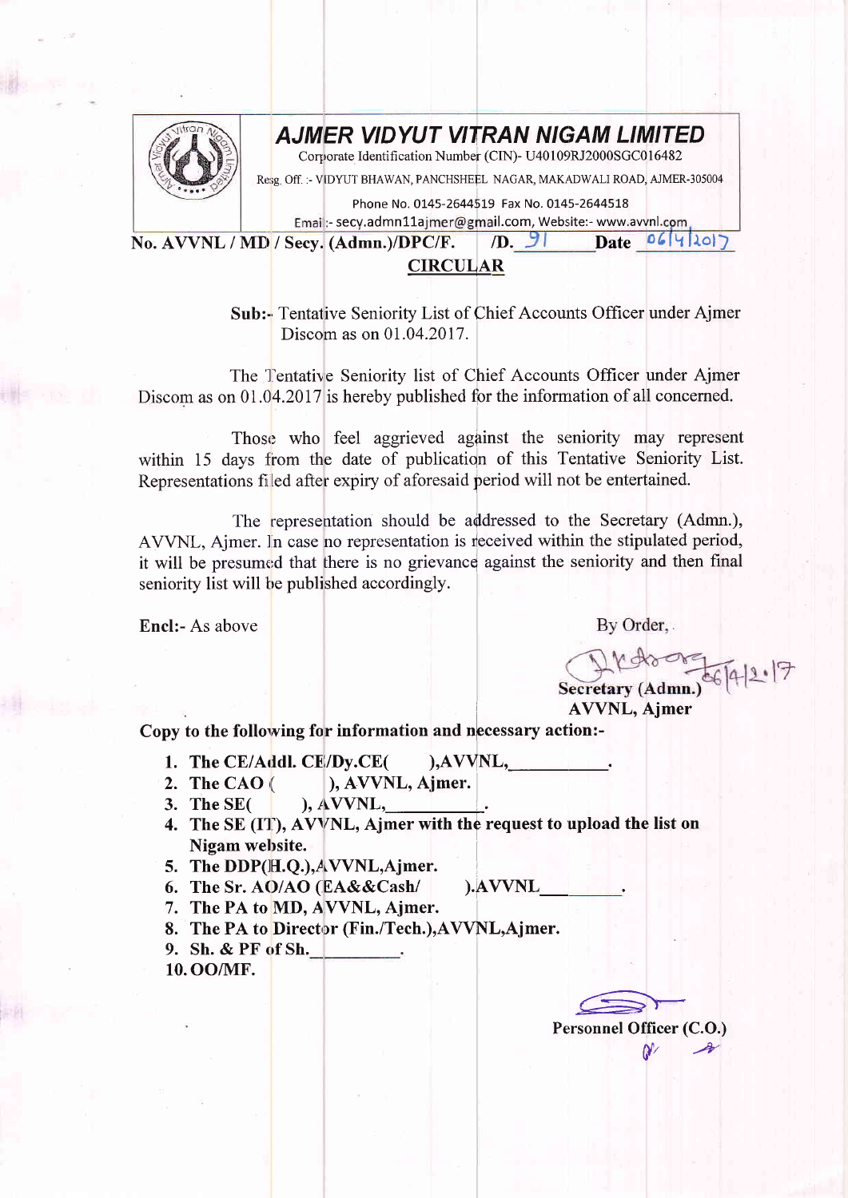# AJMER VIDYUT VITRAN NIGAM LIMITED

Corporate Identification Number (CIN)- U40109RJ2000SGC016482

Resg. Off. :- VIDYUT BHAWAN, PANCHSHEEL NAGAR, MAKADWALI ROAD, AJMER-305004

Phone No. 0145-2644519 Fax No. 0145-2644518

Email :- secy.admn11ajmer@gmail.com, Website:- www.avvnl.com

**No. AVVNL / MD / Secy. (Admn.)/DPC/F. /D. 91 Date 06/4/2017**

## CIRCULAR

**Sub:-** Tentative Seniority List of Chief Accounts Officer under Ajmer Discom as on 01.04.2017.

The Tentative Seniority list of Chief Accounts Officer under Ajmer Discom as on 01.04.2017 is hereby published for the information of all concerned.

Those who feel aggrieved against the seniority may represent within 15 days from the date of publication of this Tentative Seniority List. Representations filed after expiry of aforesaid period will not be entertained.

The representation should be addressed to the Secretary (Admn.), AVVNL, Ajmer. In case no representation is received within the stipulated period, it will be presumed that there is no grievance against the seniority and then final seniority list will be published accordingly.

**Encl:-** As above

By Order,

06/4/2.17

**Secretary (Admn.)**
**AVVNL, Ajmer**

**Copy to the following for information and necessary action:-**

1. **The CE/Addl. CE/Dy.CE( ),AVVNL,\_\_\_\_\_\_\_\_\_\_.**
2. **The CAO ( ), AVVNL, Ajmer.**
3. **The SE( ), AVVNL,\_\_\_\_\_\_\_\_\_\_.**
4. **The SE (IT), AVVNL, Ajmer with the request to upload the list on Nigam website.**
5. **The DDP(H.Q.),AVVNL,Ajmer.**
6. **The Sr. AO/AO (EA&&Cash/ ).AVVNL\_\_\_\_\_\_\_\_\_\_.**
7. **The PA to MD, AVVNL, Ajmer.**
8. **The PA to Director (Fin./Tech.),AVVNL,Ajmer.**
9. **Sh. & PF of Sh.\_\_\_\_\_\_\_\_\_\_.**
10. **OO/MF.**

**Personnel Officer (C.O.)**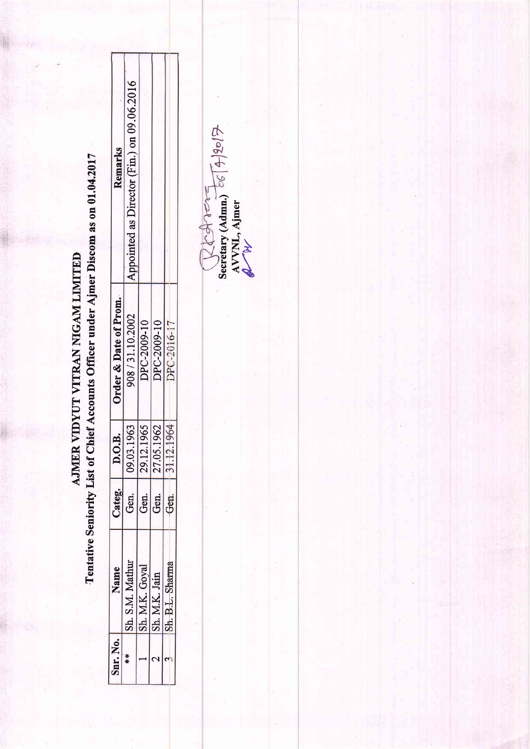# AJMER VIDYUT VITRAN NIGAM LIMITED

## Tentative Seniority List of Chief Accounts Officer under Ajmer Discom as on 01.04.2017

| Snr. No. | Name | Categ. | D.O.B. | Order & Date of Prom. | Remarks |
|---|---|---|---|---|---|
| ** | Sh. S.M. Mathur | Gen. | 09.03.1963 | 908 / 31.10.2002 | Appointed as Director (Fin.) on 09.06.2016 |
| 1 | Sh. M.K. Goyal | Gen. | 29.12.1965 | DPC-2009-10 | |
| 2 | Sh. M.K. Jain | Gen. | 27.05.1962 | DPC-2009-10 | |
| 3 | Sh. B.L. Sharma | Gen. | 31.12.1964 | DPC-2016-17 | |

06/4/2017

Secretary (Admn.)
AVVNL, Ajmer